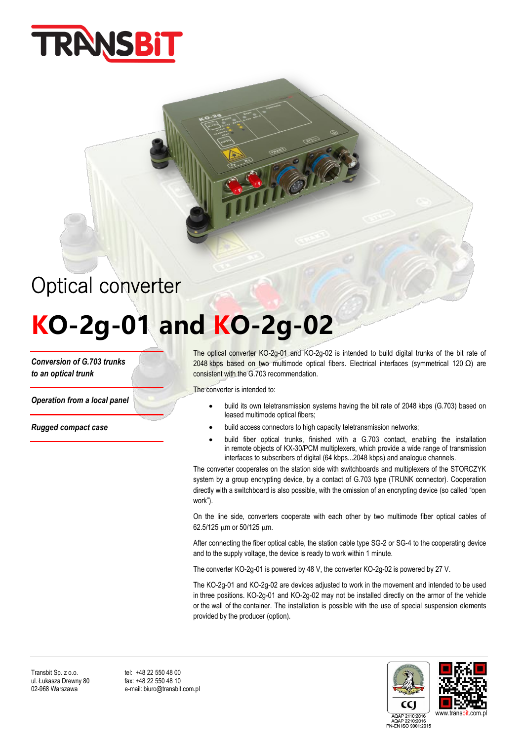# Optical converter

# KO-2g-01 and KO-2g-02

***Conversion of G.703 trunks to an optical trunk***

***Operation from a local panel***

***Rugged compact case***

The optical converter KO-2g-01 and KO-2g-02 is intended to build digital trunks of the bit rate of 2048 kbps based on two multimode optical fibers. Electrical interfaces (symmetrical 120 Ω) are consistent with the G.703 recommendation.

The converter is intended to:

- build its own teletransmission systems having the bit rate of 2048 kbps (G.703) based on leased multimode optical fibers;
- build access connectors to high capacity teletransmission networks;
- build fiber optical trunks, finished with a G.703 contact, enabling the installation in remote objects of KX-30/PCM multiplexers, which provide a wide range of transmission interfaces to subscribers of digital (64 kbps...2048 kbps) and analogue channels.

The converter cooperates on the station side with switchboards and multiplexers of the STORCZYK system by a group encrypting device, by a contact of G.703 type (TRUNK connector). Cooperation directly with a switchboard is also possible, with the omission of an encrypting device (so called “open work”).

On the line side, converters cooperate with each other by two multimode fiber optical cables of 62.5/125 µm or 50/125 µm.

After connecting the fiber optical cable, the station cable type SG-2 or SG-4 to the cooperating device and to the supply voltage, the device is ready to work within 1 minute.

The converter KO-2g-01 is powered by 48 V, the converter KO-2g-02 is powered by 27 V.

The KO-2g-01 and KO-2g-02 are devices adjusted to work in the movement and intended to be used in three positions. KO-2g-01 and KO-2g-02 may not be installed directly on the armor of the vehicle or the wall of the container. The installation is possible with the use of special suspension elements provided by the producer (option).

Transbit Sp. z o.o.
ul. Łukasza Drewny 80
02-968 Warszawa

tel: +48 22 550 48 00
fax: +48 22 550 48 10
e-mail: biuro@transbit.com.pl

AQAP 2110:2016
AQAP 2210:2016
PN-EN ISO 9001:2015

www.transbit.com.pl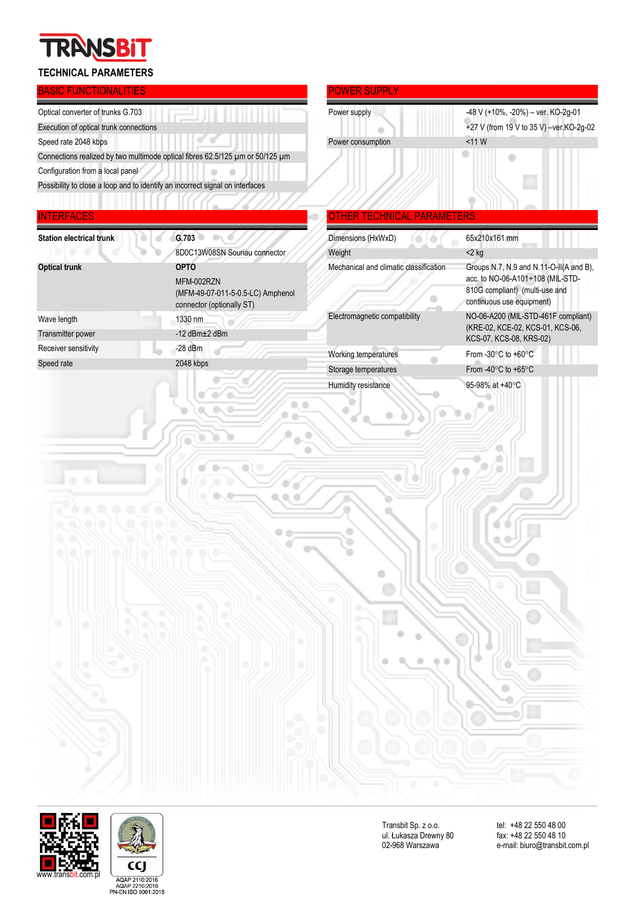TRANSBiT

## TECHNICAL PARAMETERS

### BASIC FUNCTIONALITIES

- Optical converter of trunks G.703
- Execution of optical trunk connections
- Speed rate 2048 kbps
- Connections realized by two multimode optical fibres 62.5/125 µm or 50/125 µm
- Configuration from a local panel
- Possibility to close a loop and to identify an incorrect signal on interfaces

### INTERFACES

| | |
|---|---|
| **Station electrical trunk** | **G.703**<br>8D0C13W08SN Souriau connector |
| **Optical trunk** | **OPTO**<br>MFM-002RZN<br>(MFM-49-07-011-5-0.5-LC) Amphenol connector (optionally ST) |
| Wave length | 1330 nm |
| Transmitter power | -12 dBm±2 dBm |
| Receiver sensitivity | -28 dBm |
| Speed rate | 2048 kbps |

### POWER SUPPLY

| | |
|---|---|
| Power supply | -48 V (+10%, -20%) – ver. KO-2g-01<br>+27 V (from 19 V to 35 V) –ver.KO-2g-02 |
| Power consumption | <11 W |

### OTHER TECHNICAL PARAMETERS

| | |
|---|---|
| Dimensions (HxWxD) | 65x210x161 mm |
| Weight | <2 kg |
| Mechanical and climatic classification | Groups N.7, N.9 and N.11-O-II(A and B), acc. to NO-06-A101÷108 (MIL-STD-810G compliant) (multi-use and continuous use equipment) |
| Electromagnetic compatibility | NO-06-A200 (MIL-STD-461F compliant) (KRE-02, KCE-02, KCS-01, KCS-06, KCS-07, KCS-08, KRS-02) |
| Working temperatures | From -30°C to +60°C |
| Storage temperatures | From -40°C to +65°C |
| Humidity resistance | 95-98% at +40°C |

www.transbit.com.pl

CCJ
AQAP 2110:2016
AQAP 2210:2016
PN-EN ISO 9001:2015

Transbit Sp. z o.o.
ul. Łukasza Drewny 80
02-968 Warszawa

tel: +48 22 550 48 00
fax: +48 22 550 48 10
e-mail: biuro@transbit.com.pl